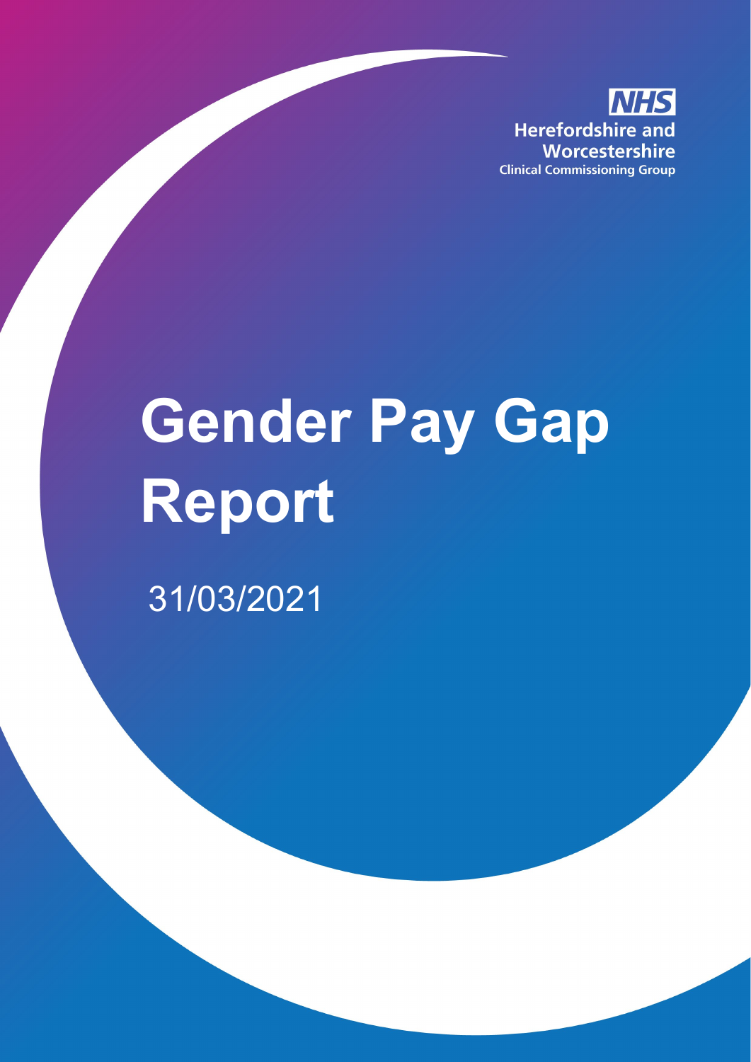NHS
Herefordshire and Worcestershire
Clinical Commissioning Group

# Gender Pay Gap Report

31/03/2021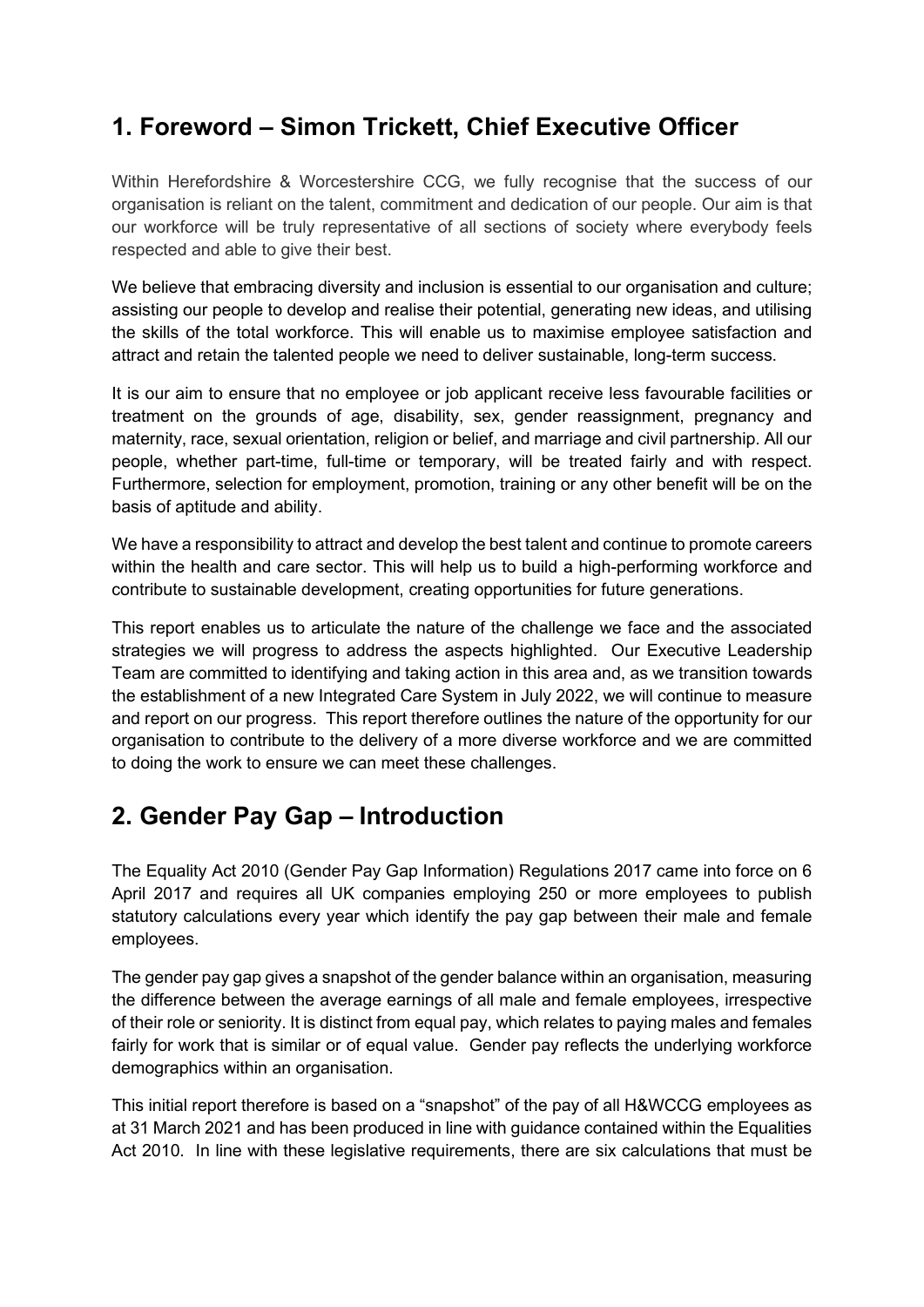## 1. Foreword – Simon Trickett, Chief Executive Officer

Within Herefordshire & Worcestershire CCG, we fully recognise that the success of our organisation is reliant on the talent, commitment and dedication of our people. Our aim is that our workforce will be truly representative of all sections of society where everybody feels respected and able to give their best.

We believe that embracing diversity and inclusion is essential to our organisation and culture; assisting our people to develop and realise their potential, generating new ideas, and utilising the skills of the total workforce. This will enable us to maximise employee satisfaction and attract and retain the talented people we need to deliver sustainable, long-term success.

It is our aim to ensure that no employee or job applicant receive less favourable facilities or treatment on the grounds of age, disability, sex, gender reassignment, pregnancy and maternity, race, sexual orientation, religion or belief, and marriage and civil partnership. All our people, whether part-time, full-time or temporary, will be treated fairly and with respect. Furthermore, selection for employment, promotion, training or any other benefit will be on the basis of aptitude and ability.

We have a responsibility to attract and develop the best talent and continue to promote careers within the health and care sector. This will help us to build a high-performing workforce and contribute to sustainable development, creating opportunities for future generations.

This report enables us to articulate the nature of the challenge we face and the associated strategies we will progress to address the aspects highlighted. Our Executive Leadership Team are committed to identifying and taking action in this area and, as we transition towards the establishment of a new Integrated Care System in July 2022, we will continue to measure and report on our progress. This report therefore outlines the nature of the opportunity for our organisation to contribute to the delivery of a more diverse workforce and we are committed to doing the work to ensure we can meet these challenges.

## 2. Gender Pay Gap – Introduction

The Equality Act 2010 (Gender Pay Gap Information) Regulations 2017 came into force on 6 April 2017 and requires all UK companies employing 250 or more employees to publish statutory calculations every year which identify the pay gap between their male and female employees.

The gender pay gap gives a snapshot of the gender balance within an organisation, measuring the difference between the average earnings of all male and female employees, irrespective of their role or seniority. It is distinct from equal pay, which relates to paying males and females fairly for work that is similar or of equal value. Gender pay reflects the underlying workforce demographics within an organisation.

This initial report therefore is based on a "snapshot" of the pay of all H&WCCG employees as at 31 March 2021 and has been produced in line with guidance contained within the Equalities Act 2010. In line with these legislative requirements, there are six calculations that must be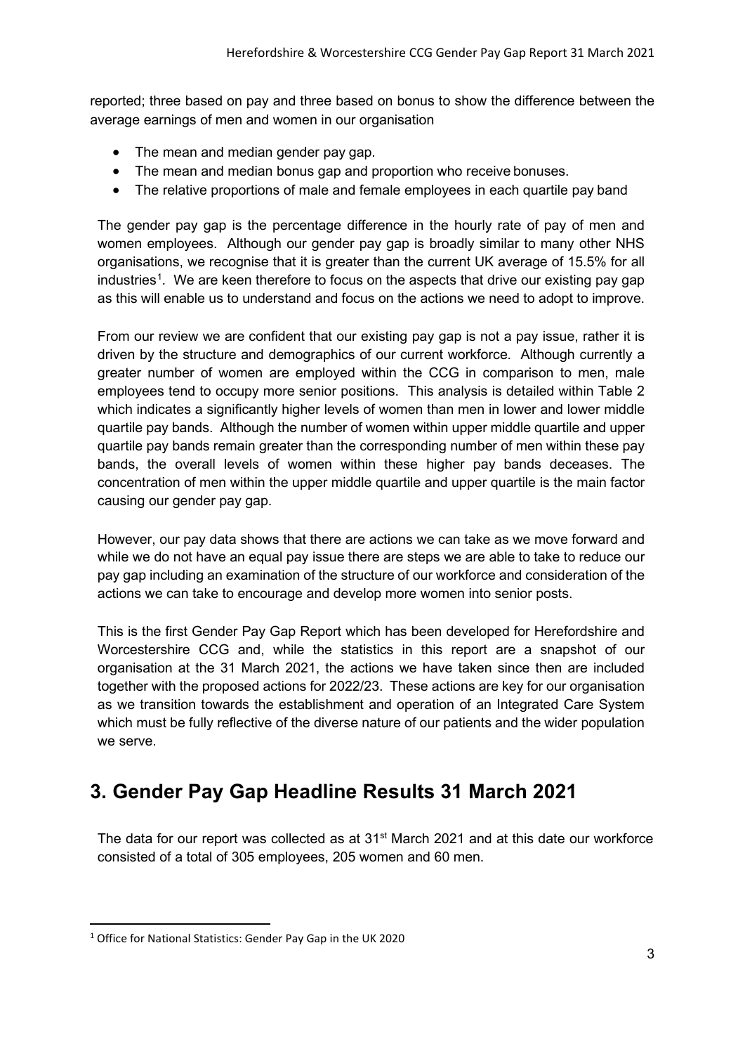reported; three based on pay and three based on bonus to show the difference between the average earnings of men and women in our organisation

- The mean and median gender pay gap.
- The mean and median bonus gap and proportion who receive bonuses.
- The relative proportions of male and female employees in each quartile pay band

The gender pay gap is the percentage difference in the hourly rate of pay of men and women employees. Although our gender pay gap is broadly similar to many other NHS organisations, we recognise that it is greater than the current UK average of 15.5% for all industries[1]. We are keen therefore to focus on the aspects that drive our existing pay gap as this will enable us to understand and focus on the actions we need to adopt to improve.

From our review we are confident that our existing pay gap is not a pay issue, rather it is driven by the structure and demographics of our current workforce. Although currently a greater number of women are employed within the CCG in comparison to men, male employees tend to occupy more senior positions. This analysis is detailed within Table 2 which indicates a significantly higher levels of women than men in lower and lower middle quartile pay bands. Although the number of women within upper middle quartile and upper quartile pay bands remain greater than the corresponding number of men within these pay bands, the overall levels of women within these higher pay bands deceases. The concentration of men within the upper middle quartile and upper quartile is the main factor causing our gender pay gap.

However, our pay data shows that there are actions we can take as we move forward and while we do not have an equal pay issue there are steps we are able to take to reduce our pay gap including an examination of the structure of our workforce and consideration of the actions we can take to encourage and develop more women into senior posts.

This is the first Gender Pay Gap Report which has been developed for Herefordshire and Worcestershire CCG and, while the statistics in this report are a snapshot of our organisation at the 31 March 2021, the actions we have taken since then are included together with the proposed actions for 2022/23. These actions are key for our organisation as we transition towards the establishment and operation of an Integrated Care System which must be fully reflective of the diverse nature of our patients and the wider population we serve.

# 3. Gender Pay Gap Headline Results 31 March 2021

The data for our report was collected as at 31st March 2021 and at this date our workforce consisted of a total of 305 employees, 205 women and 60 men.

[1] Office for National Statistics: Gender Pay Gap in the UK 2020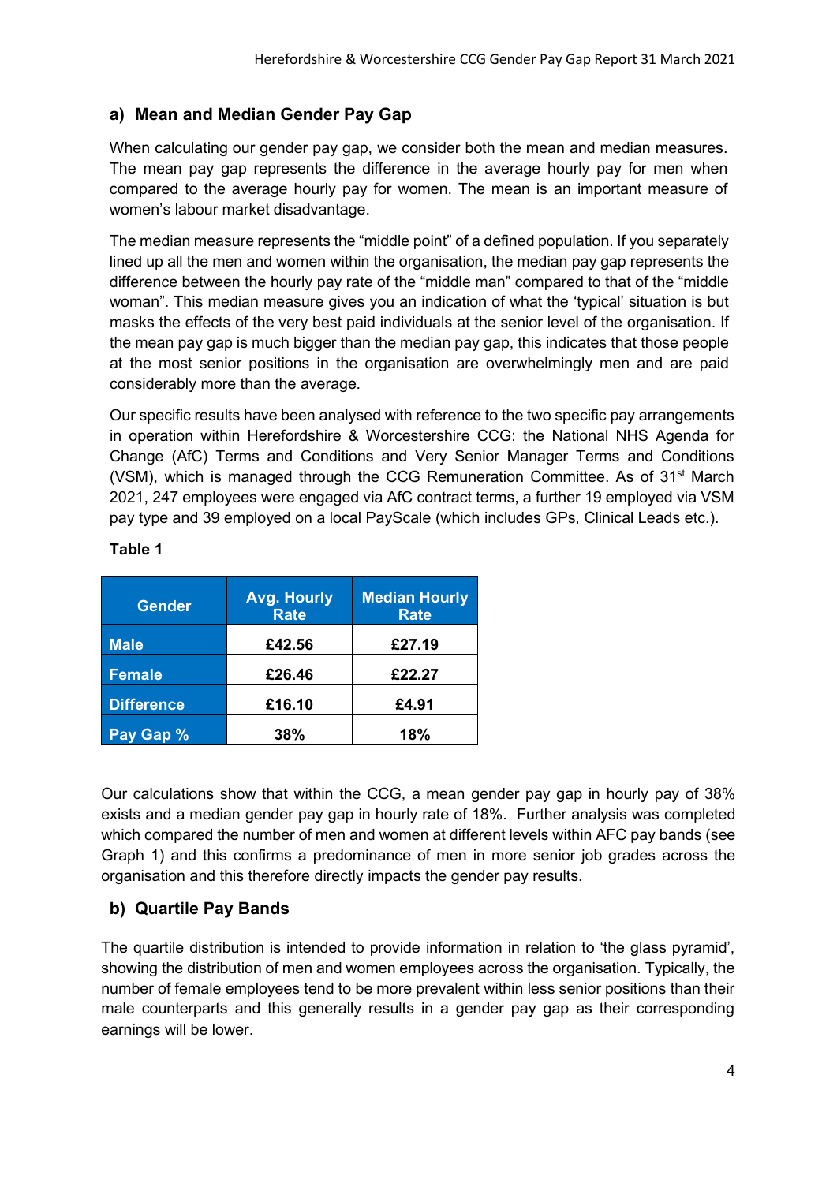## a) Mean and Median Gender Pay Gap

When calculating our gender pay gap, we consider both the mean and median measures. The mean pay gap represents the difference in the average hourly pay for men when compared to the average hourly pay for women. The mean is an important measure of women's labour market disadvantage.

The median measure represents the "middle point" of a defined population. If you separately lined up all the men and women within the organisation, the median pay gap represents the difference between the hourly pay rate of the "middle man" compared to that of the "middle woman". This median measure gives you an indication of what the 'typical' situation is but masks the effects of the very best paid individuals at the senior level of the organisation. If the mean pay gap is much bigger than the median pay gap, this indicates that those people at the most senior positions in the organisation are overwhelmingly men and are paid considerably more than the average.

Our specific results have been analysed with reference to the two specific pay arrangements in operation within Herefordshire & Worcestershire CCG: the National NHS Agenda for Change (AfC) Terms and Conditions and Very Senior Manager Terms and Conditions (VSM), which is managed through the CCG Remuneration Committee. As of 31st March 2021, 247 employees were engaged via AfC contract terms, a further 19 employed via VSM pay type and 39 employed on a local PayScale (which includes GPs, Clinical Leads etc.).

**Table 1**

| Gender | Avg. Hourly Rate | Median Hourly Rate |
|---|---|---|
| Male | £42.56 | £27.19 |
| Female | £26.46 | £22.27 |
| Difference | £16.10 | £4.91 |
| Pay Gap % | 38% | 18% |

Our calculations show that within the CCG, a mean gender pay gap in hourly pay of 38% exists and a median gender pay gap in hourly rate of 18%. Further analysis was completed which compared the number of men and women at different levels within AFC pay bands (see Graph 1) and this confirms a predominance of men in more senior job grades across the organisation and this therefore directly impacts the gender pay results.

## b) Quartile Pay Bands

The quartile distribution is intended to provide information in relation to 'the glass pyramid', showing the distribution of men and women employees across the organisation. Typically, the number of female employees tend to be more prevalent within less senior positions than their male counterparts and this generally results in a gender pay gap as their corresponding earnings will be lower.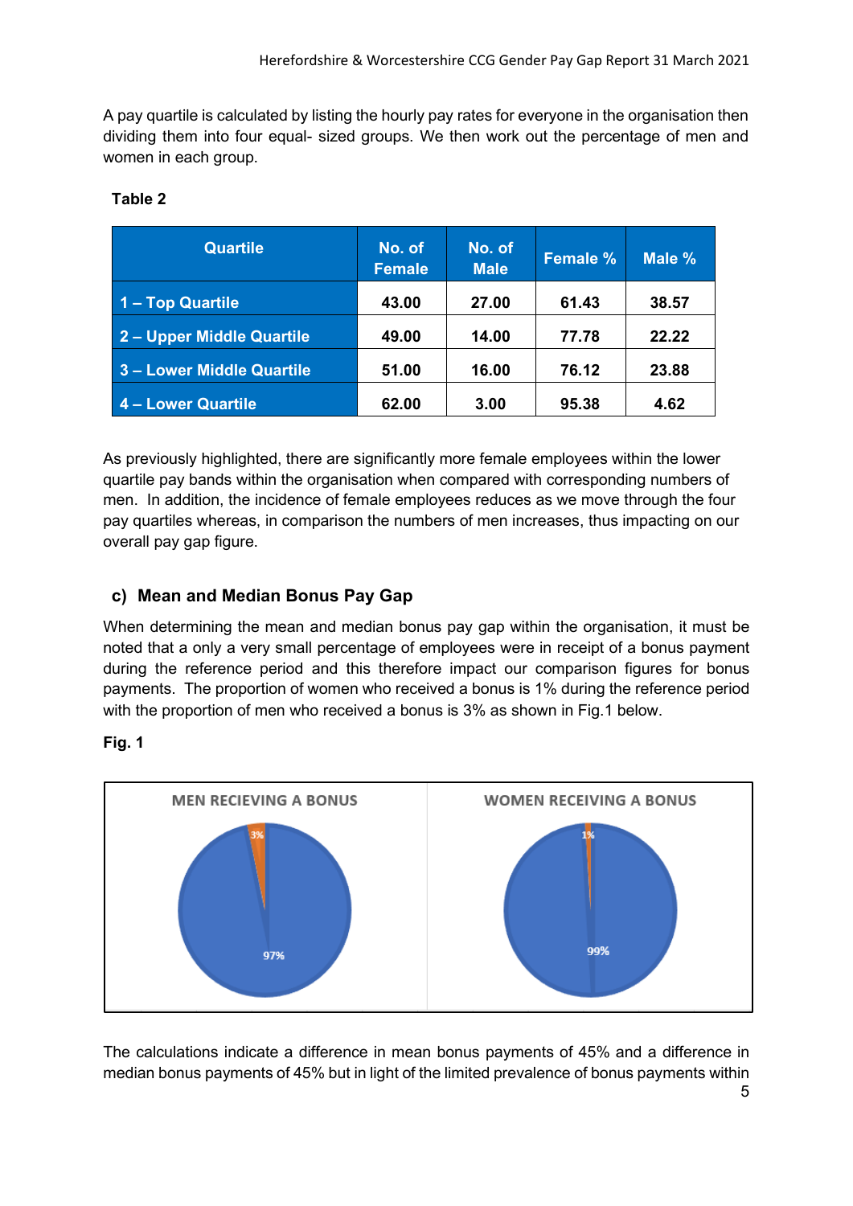A pay quartile is calculated by listing the hourly pay rates for everyone in the organisation then dividing them into four equal- sized groups. We then work out the percentage of men and women in each group.

**Table 2**

| Quartile | No. of Female | No. of Male | Female % | Male % |
|---|---|---|---|---|
| 1 – Top Quartile | 43.00 | 27.00 | 61.43 | 38.57 |
| 2 – Upper Middle Quartile | 49.00 | 14.00 | 77.78 | 22.22 |
| 3 – Lower Middle Quartile | 51.00 | 16.00 | 76.12 | 23.88 |
| 4 – Lower Quartile | 62.00 | 3.00 | 95.38 | 4.62 |

As previously highlighted, there are significantly more female employees within the lower quartile pay bands within the organisation when compared with corresponding numbers of men. In addition, the incidence of female employees reduces as we move through the four pay quartiles whereas, in comparison the numbers of men increases, thus impacting on our overall pay gap figure.

### c) Mean and Median Bonus Pay Gap

When determining the mean and median bonus pay gap within the organisation, it must be noted that a only a very small percentage of employees were in receipt of a bonus payment during the reference period and this therefore impact our comparison figures for bonus payments. The proportion of women who received a bonus is 1% during the reference period with the proportion of men who received a bonus is 3% as shown in Fig.1 below.

**Fig. 1**

MEN RECIEVING A BONUS: 3% / 97%

WOMEN RECEIVING A BONUS: 1% / 99%

The calculations indicate a difference in mean bonus payments of 45% and a difference in median bonus payments of 45% but in light of the limited prevalence of bonus payments within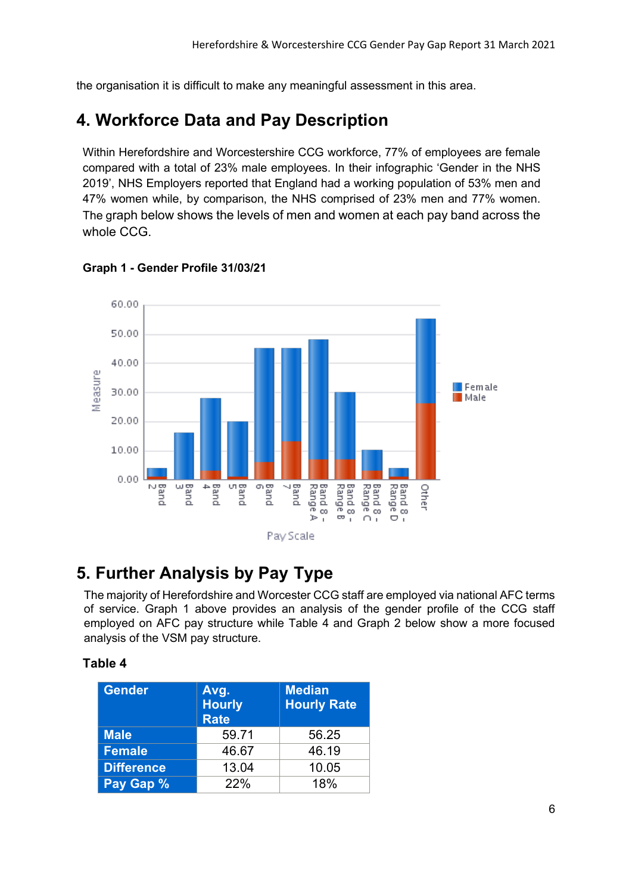the organisation it is difficult to make any meaningful assessment in this area.

# 4. Workforce Data and Pay Description

Within Herefordshire and Worcestershire CCG workforce, 77% of employees are female compared with a total of 23% male employees. In their infographic 'Gender in the NHS 2019', NHS Employers reported that England had a working population of 53% men and 47% women while, by comparison, the NHS comprised of 23% men and 77% women. The graph below shows the levels of men and women at each pay band across the whole CCG.

**Graph 1 - Gender Profile 31/03/21**

# 5. Further Analysis by Pay Type

The majority of Herefordshire and Worcester CCG staff are employed via national AFC terms of service. Graph 1 above provides an analysis of the gender profile of the CCG staff employed on AFC pay structure while Table 4 and Graph 2 below show a more focused analysis of the VSM pay structure.

**Table 4**

| Gender | Avg. Hourly Rate | Median Hourly Rate |
|---|---|---|
| **Male** | 59.71 | 56.25 |
| **Female** | 46.67 | 46.19 |
| **Difference** | 13.04 | 10.05 |
| **Pay Gap %** | 22% | 18% |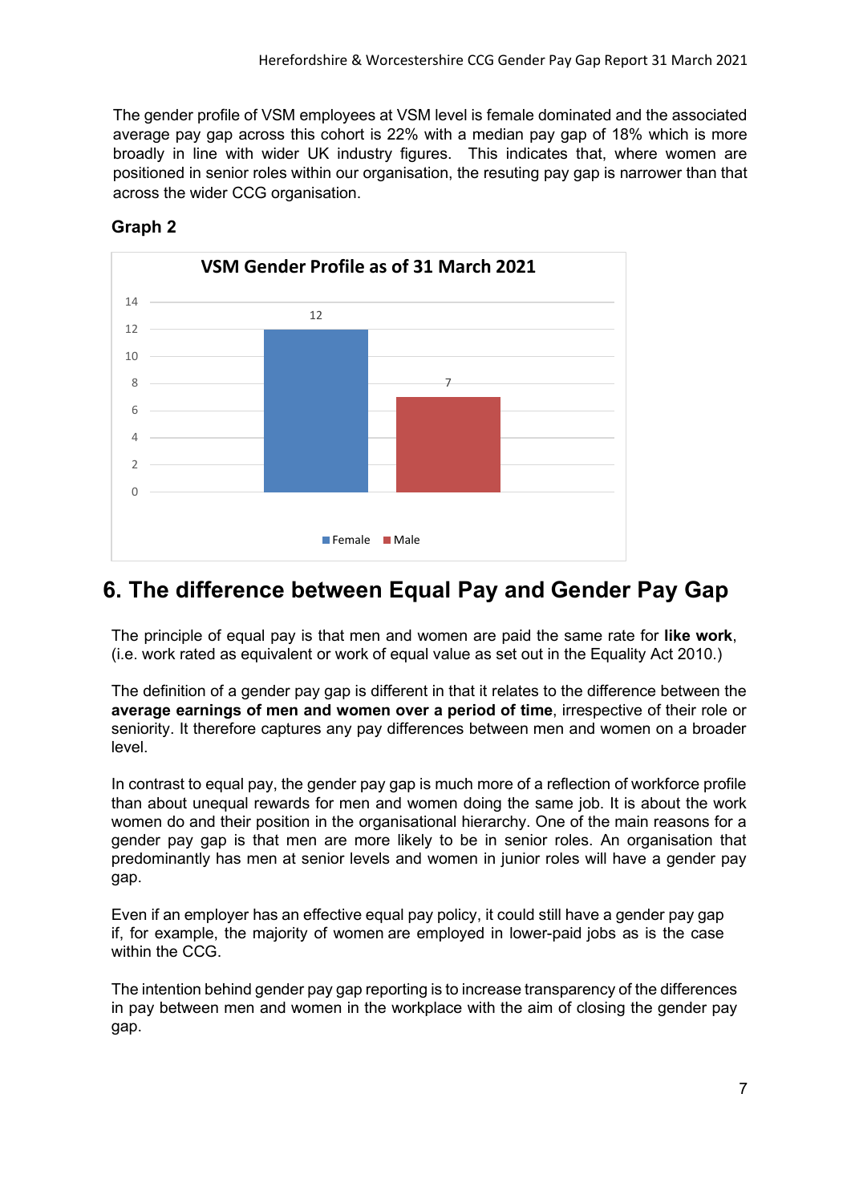The gender profile of VSM employees at VSM level is female dominated and the associated average pay gap across this cohort is 22% with a median pay gap of 18% which is more broadly in line with wider UK industry figures. This indicates that, where women are positioned in senior roles within our organisation, the resuting pay gap is narrower than that across the wider CCG organisation.

**Graph 2**

**VSM Gender Profile as of 31 March 2021**

| Gender | Count |
|---|---|
| Female | 12 |
| Male | 7 |

## 6. The difference between Equal Pay and Gender Pay Gap

The principle of equal pay is that men and women are paid the same rate for **like work**, (i.e. work rated as equivalent or work of equal value as set out in the Equality Act 2010.)

The definition of a gender pay gap is different in that it relates to the difference between the **average earnings of men and women over a period of time**, irrespective of their role or seniority. It therefore captures any pay differences between men and women on a broader level.

In contrast to equal pay, the gender pay gap is much more of a reflection of workforce profile than about unequal rewards for men and women doing the same job. It is about the work women do and their position in the organisational hierarchy. One of the main reasons for a gender pay gap is that men are more likely to be in senior roles. An organisation that predominantly has men at senior levels and women in junior roles will have a gender pay gap.

Even if an employer has an effective equal pay policy, it could still have a gender pay gap if, for example, the majority of women are employed in lower-paid jobs as is the case within the CCG.

The intention behind gender pay gap reporting is to increase transparency of the differences in pay between men and women in the workplace with the aim of closing the gender pay gap.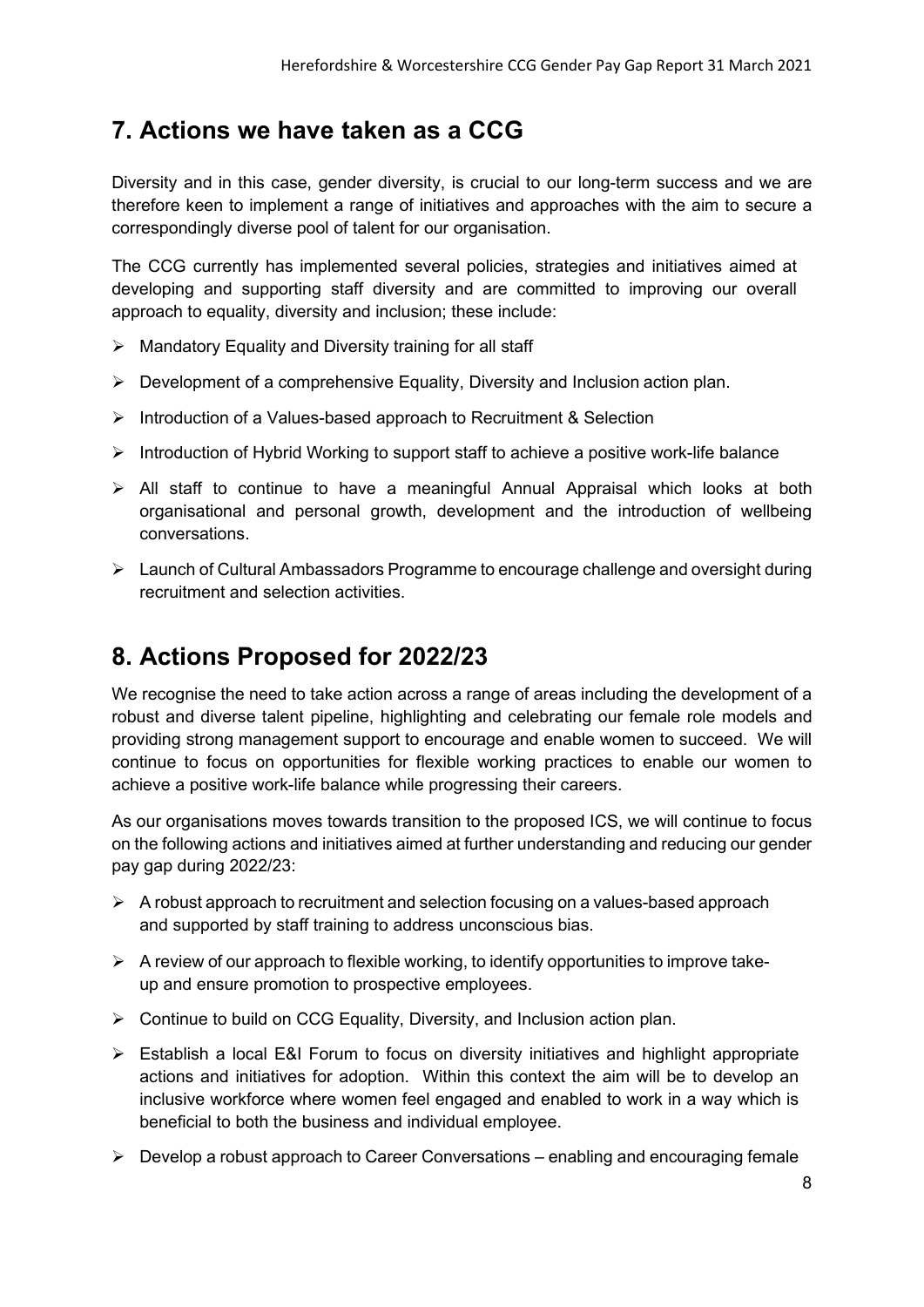## 7. Actions we have taken as a CCG

Diversity and in this case, gender diversity, is crucial to our long-term success and we are therefore keen to implement a range of initiatives and approaches with the aim to secure a correspondingly diverse pool of talent for our organisation.

The CCG currently has implemented several policies, strategies and initiatives aimed at developing and supporting staff diversity and are committed to improving our overall approach to equality, diversity and inclusion; these include:

- Mandatory Equality and Diversity training for all staff
- Development of a comprehensive Equality, Diversity and Inclusion action plan.
- Introduction of a Values-based approach to Recruitment & Selection
- Introduction of Hybrid Working to support staff to achieve a positive work-life balance
- All staff to continue to have a meaningful Annual Appraisal which looks at both organisational and personal growth, development and the introduction of wellbeing conversations.
- Launch of Cultural Ambassadors Programme to encourage challenge and oversight during recruitment and selection activities.

## 8. Actions Proposed for 2022/23

We recognise the need to take action across a range of areas including the development of a robust and diverse talent pipeline, highlighting and celebrating our female role models and providing strong management support to encourage and enable women to succeed. We will continue to focus on opportunities for flexible working practices to enable our women to achieve a positive work-life balance while progressing their careers.

As our organisations moves towards transition to the proposed ICS, we will continue to focus on the following actions and initiatives aimed at further understanding and reducing our gender pay gap during 2022/23:

- A robust approach to recruitment and selection focusing on a values-based approach and supported by staff training to address unconscious bias.
- A review of our approach to flexible working, to identify opportunities to improve take-up and ensure promotion to prospective employees.
- Continue to build on CCG Equality, Diversity, and Inclusion action plan.
- Establish a local E&I Forum to focus on diversity initiatives and highlight appropriate actions and initiatives for adoption. Within this context the aim will be to develop an inclusive workforce where women feel engaged and enabled to work in a way which is beneficial to both the business and individual employee.
- Develop a robust approach to Career Conversations – enabling and encouraging female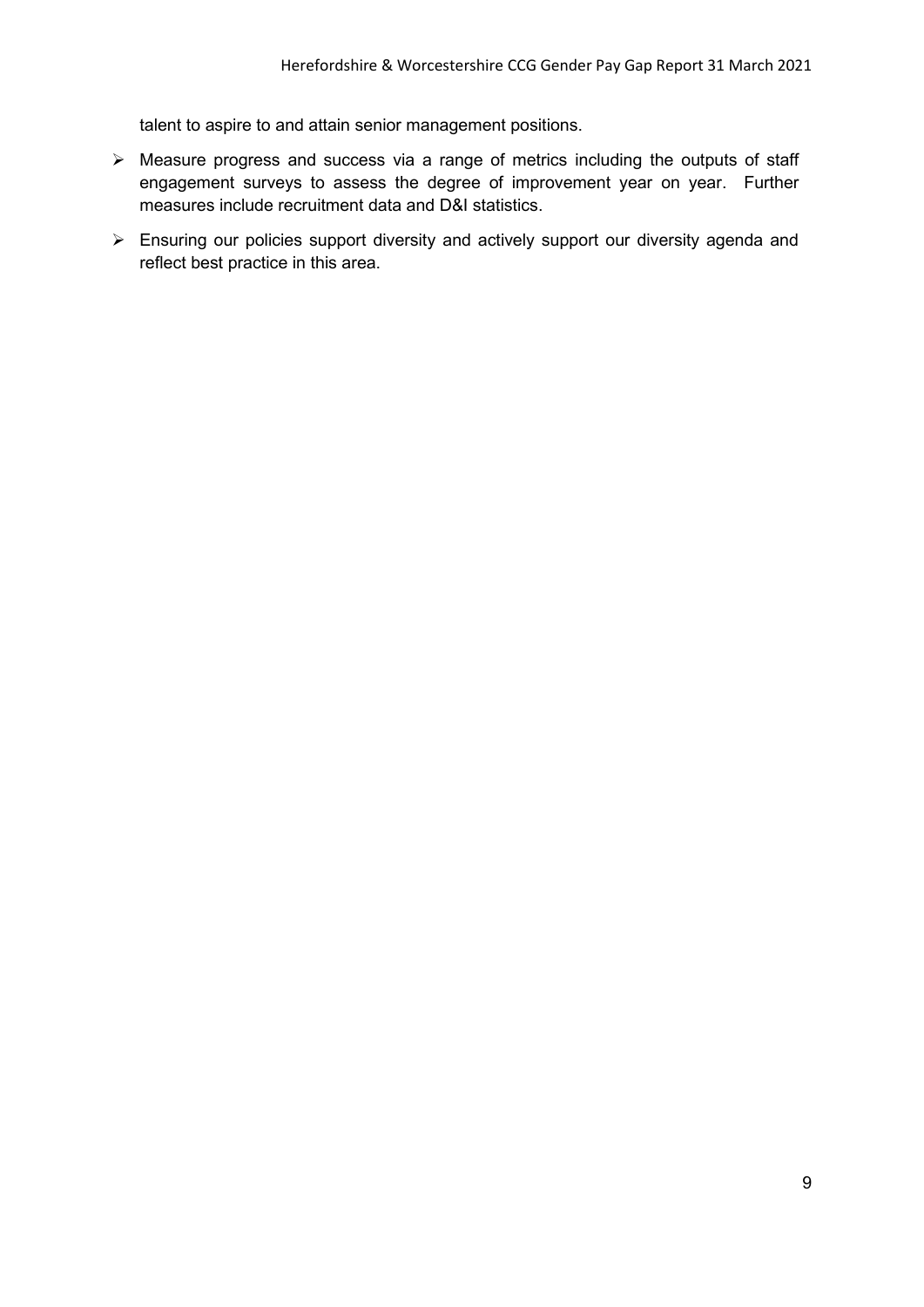talent to aspire to and attain senior management positions.

- Measure progress and success via a range of metrics including the outputs of staff engagement surveys to assess the degree of improvement year on year. Further measures include recruitment data and D&I statistics.
- Ensuring our policies support diversity and actively support our diversity agenda and reflect best practice in this area.